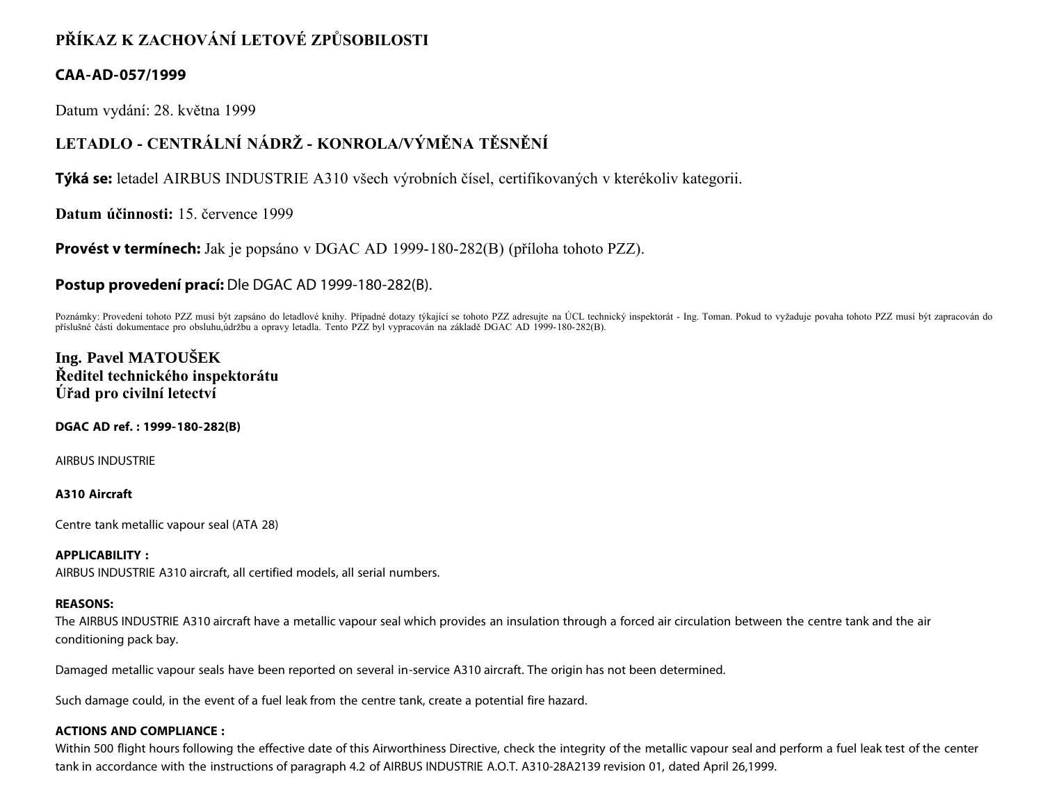# PŘÍKAZ K ZACHOVÁNÍ LETOVÉ ZPŮSOBILOSTI

## CAA-AD-057/1999

Datum vydání: 28. května 1999

## LETADLO - CENTRÁLNÍ NÁDRŽ - KONROLA/VÝMĚNA TĚSNĚNÍ

**Týká se:** letadel AIRBUS INDUSTRIE A310 všech výrobních čísel, certifikovaných v kterékoliv kategorii.

**Datum účinnosti:** 15. července 1999

**Provést v termínech:** Jak je popsáno v DGAC AD 1999-180-282(B) (příloha tohoto PZZ).

**Postup provedení prací:** Dle DGAC AD 1999-180-282(B).

Poznámky: Provedení tohoto PZZ musí být zapsáno do letadlové knihy. Případné dotazy týkající se tohoto PZZ adresujte na ÚCL technický inspektorát - Ing. Toman. Pokud to vyžaduje povaha tohoto PZZ musí být zapracován do příslušné části dokumentace pro obsluhu,údržbu a opravy letadla. Tento PZZ byl vypracován na základě DGAC AD 1999-180-282(B).

**Ing. Pavel MATOUŠEK**
**Ředitel technického inspektorátu**
**Úřad pro civilní letectví**

**DGAC AD ref. : 1999-180-282(B)**

AIRBUS INDUSTRIE

**A310 Aircraft**

Centre tank metallic vapour seal (ATA 28)

**APPLICABILITY :**
AIRBUS INDUSTRIE A310 aircraft, all certified models, all serial numbers.

**REASONS:**
The AIRBUS INDUSTRIE A310 aircraft have a metallic vapour seal which provides an insulation through a forced air circulation between the centre tank and the air conditioning pack bay.

Damaged metallic vapour seals have been reported on several in-service A310 aircraft. The origin has not been determined.

Such damage could, in the event of a fuel leak from the centre tank, create a potential fire hazard.

**ACTIONS AND COMPLIANCE :**
Within 500 flight hours following the effective date of this Airworthiness Directive, check the integrity of the metallic vapour seal and perform a fuel leak test of the center tank in accordance with the instructions of paragraph 4.2 of AIRBUS INDUSTRIE A.O.T. A310-28A2139 revision 01, dated April 26,1999.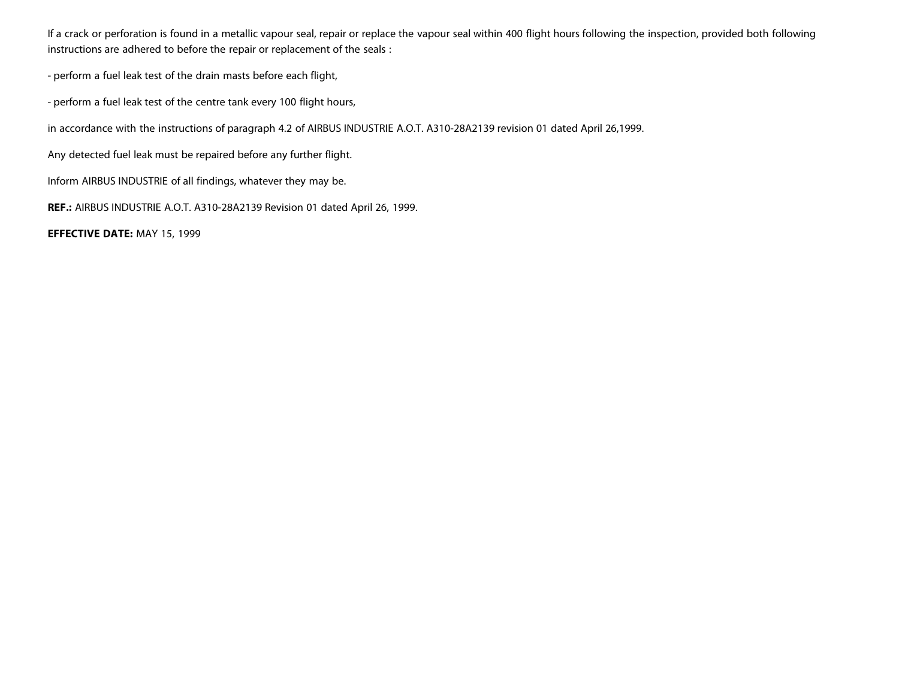If a crack or perforation is found in a metallic vapour seal, repair or replace the vapour seal within 400 flight hours following the inspection, provided both following instructions are adhered to before the repair or replacement of the seals :

- perform a fuel leak test of the drain masts before each flight,

- perform a fuel leak test of the centre tank every 100 flight hours,

in accordance with the instructions of paragraph 4.2 of AIRBUS INDUSTRIE A.O.T. A310-28A2139 revision 01 dated April 26,1999.

Any detected fuel leak must be repaired before any further flight.

Inform AIRBUS INDUSTRIE of all findings, whatever they may be.

**REF.:** AIRBUS INDUSTRIE A.O.T. A310-28A2139 Revision 01 dated April 26, 1999.

**EFFECTIVE DATE:** MAY 15, 1999